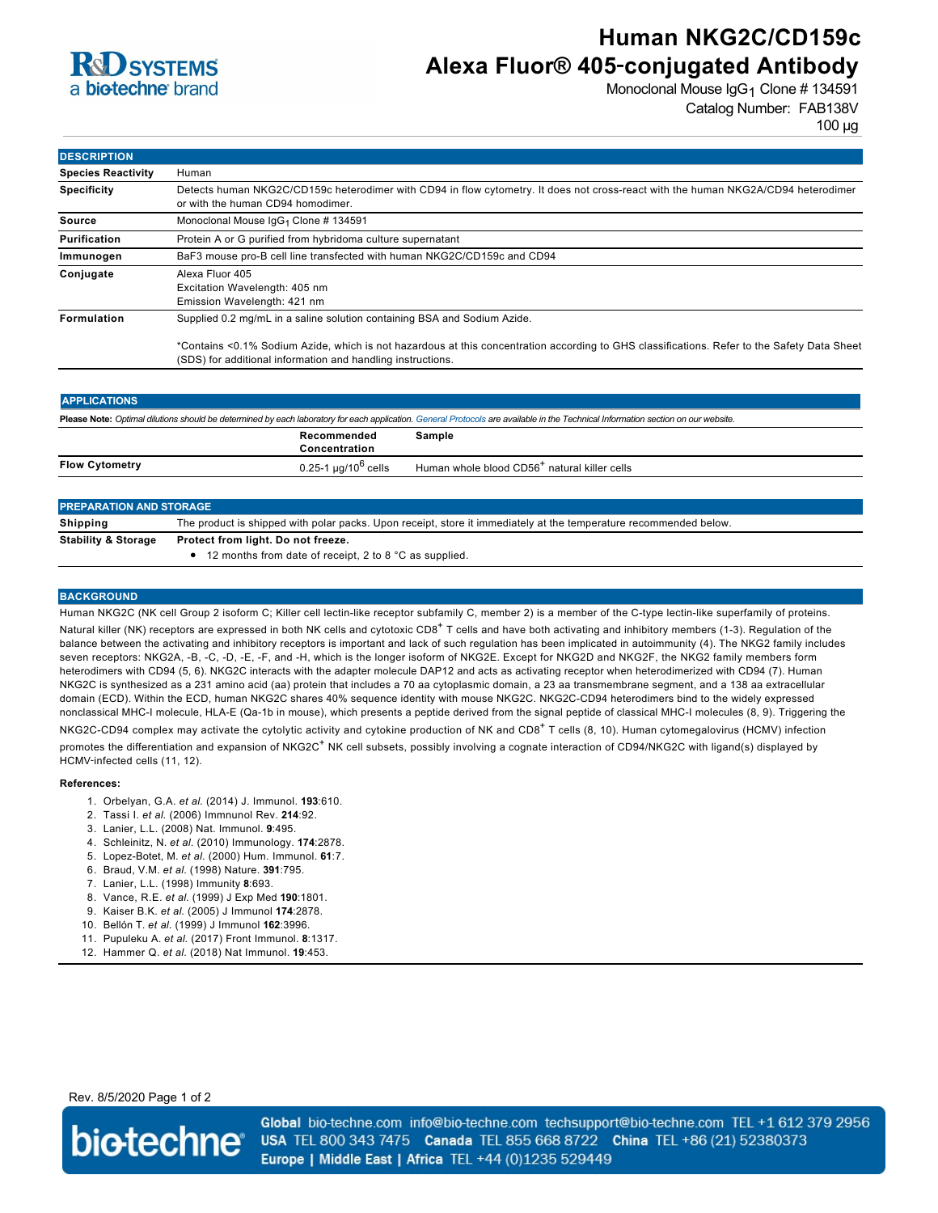# Human NKG2C/CD159c Alexa Fluor® 405-conjugated Antibody

Monoclonal Mouse $IgG_1$ Clone # 134591

Catalog Number: FAB138V

100 µg

## DESCRIPTION

| | |
|---|---|
| **Species Reactivity** | Human |
| **Specificity** | Detects human NKG2C/CD159c heterodimer with CD94 in flow cytometry. It does not cross-react with the human NKG2A/CD94 heterodimer or with the human CD94 homodimer. |
| **Source** | Monoclonal Mouse $IgG_1$ Clone # 134591 |
| **Purification** | Protein A or G purified from hybridoma culture supernatant |
| **Immunogen** | BaF3 mouse pro-B cell line transfected with human NKG2C/CD159c and CD94 |
| **Conjugate** | Alexa Fluor 405<br>Excitation Wavelength: 405 nm<br>Emission Wavelength: 421 nm |
| **Formulation** | Supplied 0.2 mg/mL in a saline solution containing BSA and Sodium Azide.<br><br>*Contains <0.1% Sodium Azide, which is not hazardous at this concentration according to GHS classifications. Refer to the Safety Data Sheet (SDS) for additional information and handling instructions. |

## APPLICATIONS

**Please Note:** *Optimal dilutions should be determined by each laboratory for each application. General Protocols are available in the Technical Information section on our website.*

| | Recommended Concentration | Sample |
|---|---|---|
| **Flow Cytometry** | 0.25-1 µg/$10^6$ cells | Human whole blood $CD56^+$ natural killer cells |

## PREPARATION AND STORAGE

| | |
|---|---|
| **Shipping** | The product is shipped with polar packs. Upon receipt, store it immediately at the temperature recommended below. |
| **Stability & Storage** | **Protect from light. Do not freeze.**<br>• 12 months from date of receipt, 2 to 8 °C as supplied. |

## BACKGROUND

Human NKG2C (NK cell Group 2 isoform C; Killer cell lectin-like receptor subfamily C, member 2) is a member of the C-type lectin-like superfamily of proteins. Natural killer (NK) receptors are expressed in both NK cells and cytotoxic $CD8^+$ T cells and have both activating and inhibitory members (1-3). Regulation of the balance between the activating and inhibitory receptors is important and lack of such regulation has been implicated in autoimmunity (4). The NKG2 family includes seven receptors: NKG2A, -B, -C, -D, -E, -F, and -H, which is the longer isoform of NKG2E. Except for NKG2D and NKG2F, the NKG2 family members form heterodimers with CD94 (5, 6). NKG2C interacts with the adapter molecule DAP12 and acts as activating receptor when heterodimerized with CD94 (7). Human NKG2C is synthesized as a 231 amino acid (aa) protein that includes a 70 aa cytoplasmic domain, a 23 aa transmembrane segment, and a 138 aa extracellular domain (ECD). Within the ECD, human NKG2C shares 40% sequence identity with mouse NKG2C. NKG2C-CD94 heterodimers bind to the widely expressed nonclassical MHC-I molecule, HLA-E (Qa-1b in mouse), which presents a peptide derived from the signal peptide of classical MHC-I molecules (8, 9). Triggering the NKG2C-CD94 complex may activate the cytolytic activity and cytokine production of NK and $CD8^+$ T cells (8, 10). Human cytomegalovirus (HCMV) infection promotes the differentiation and expansion of $NKG2C^+$ NK cell subsets, possibly involving a cognate interaction of CD94/NKG2C with ligand(s) displayed by HCMV-infected cells (11, 12).

**References:**

1. Orbelyan, G.A. *et al.* (2014) J. Immunol. **193**:610.
2. Tassi I. *et al.* (2006) Immnunol Rev. **214**:92.
3. Lanier, L.L. (2008) Nat. Immunol. **9**:495.
4. Schleinitz, N. *et al.* (2010) Immunology. **174**:2878.
5. Lopez-Botet, M. *et al.* (2000) Hum. Immunol. **61**:7.
6. Braud, V.M. *et al.* (1998) Nature. **391**:795.
7. Lanier, L.L. (1998) Immunity **8**:693.
8. Vance, R.E. *et al.* (1999) J Exp Med **190**:1801.
9. Kaiser B.K. *et al.* (2005) J Immunol **174**:2878.
10. Bellón T. *et al.* (1999) J Immunol **162**:3996.
11. Pupuleku A. *et al.* (2017) Front Immunol. **8**:1317.
12. Hammer Q. *et al.* (2018) Nat Immunol. **19**:453.

Rev. 8/5/2020

**Global** bio-techne.com info@bio-techne.com techsupport@bio-techne.com TEL +1 612 379 2956
**USA** TEL 800 343 7475 **Canada** TEL 855 668 8722 **China** TEL +86 (21) 52380373
**Europe | Middle East | Africa** TEL +44 (0)1235 529449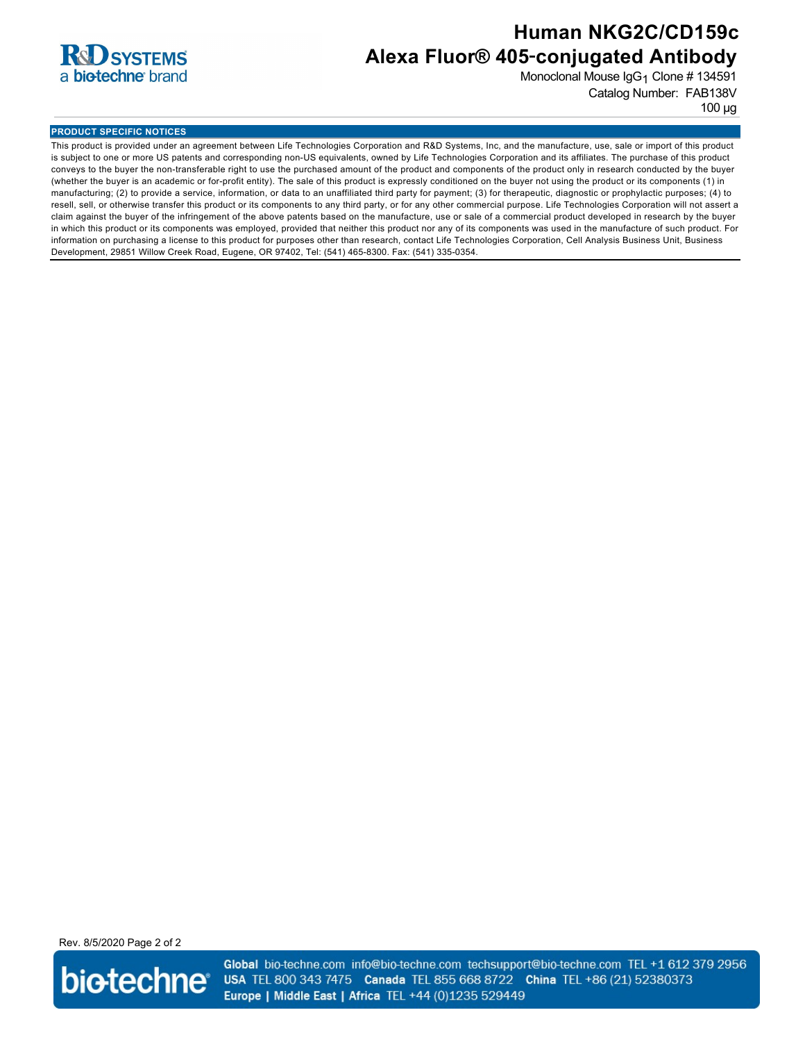# Human NKG2C/CD159c Alexa Fluor® 405-conjugated Antibody

Monoclonal Mouse $IgG_1$ Clone # 134591

Catalog Number: FAB138V

100 µg

## PRODUCT SPECIFIC NOTICES

This product is provided under an agreement between Life Technologies Corporation and R&D Systems, Inc, and the manufacture, use, sale or import of this product is subject to one or more US patents and corresponding non-US equivalents, owned by Life Technologies Corporation and its affiliates. The purchase of this product conveys to the buyer the non-transferable right to use the purchased amount of the product and components of the product only in research conducted by the buyer (whether the buyer is an academic or for-profit entity). The sale of this product is expressly conditioned on the buyer not using the product or its components (1) in manufacturing; (2) to provide a service, information, or data to an unaffiliated third party for payment; (3) for therapeutic, diagnostic or prophylactic purposes; (4) to resell, sell, or otherwise transfer this product or its components to any third party, or for any other commercial purpose. Life Technologies Corporation will not assert a claim against the buyer of the infringement of the above patents based on the manufacture, use or sale of a commercial product developed in research by the buyer in which this product or its components was employed, provided that neither this product nor any of its components was used in the manufacture of such product. For information on purchasing a license to this product for purposes other than research, contact Life Technologies Corporation, Cell Analysis Business Unit, Business Development, 29851 Willow Creek Road, Eugene, OR 97402, Tel: (541) 465-8300. Fax: (541) 335-0354.

Rev. 8/5/2020

**Global** bio-techne.com info@bio-techne.com techsupport@bio-techne.com TEL +1 612 379 2956
**USA** TEL 800 343 7475 **Canada** TEL 855 668 8722 **China** TEL +86 (21) 52380373
**Europe | Middle East | Africa** TEL +44 (0)1235 529449